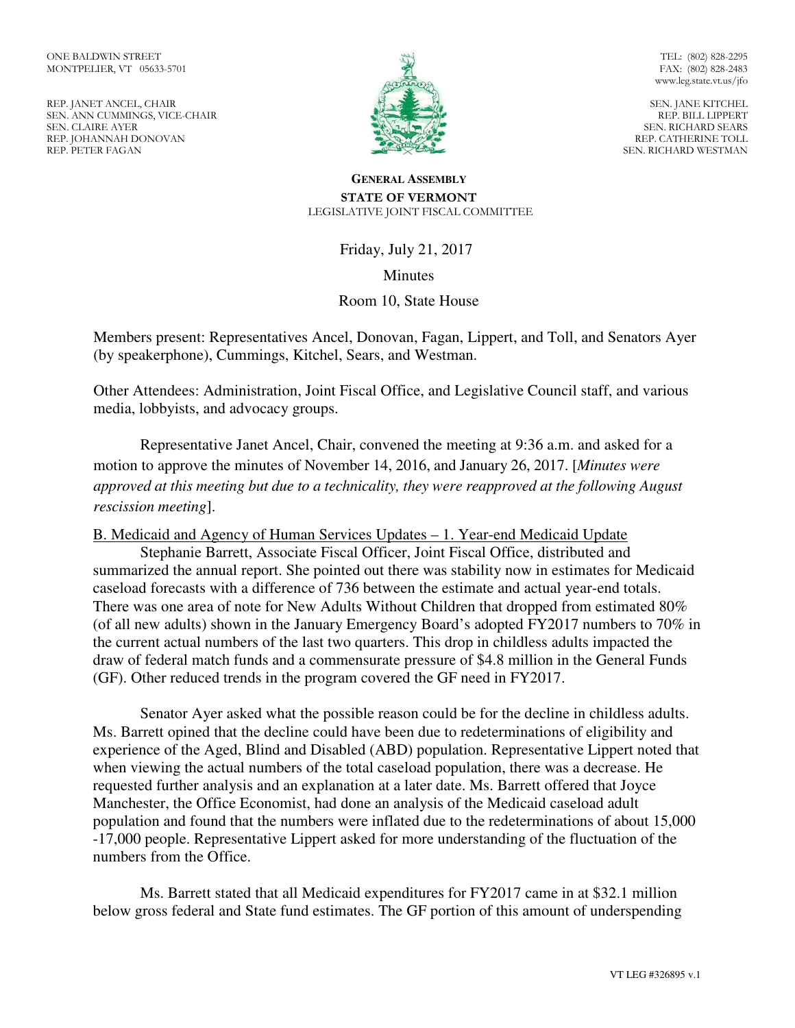ONE BALDWIN STREET
MONTPELIER, VT 05633-5701

REP. JANET ANCEL, CHAIR
SEN. ANN CUMMINGS, VICE-CHAIR
SEN. CLAIRE AYER
REP. JOHANNAH DONOVAN
REP. PETER FAGAN

TEL: (802) 828-2295
FAX: (802) 828-2483
www.leg.state.vt.us/jfo

SEN. JANE KITCHEL
REP. BILL LIPPERT
SEN. RICHARD SEARS
REP. CATHERINE TOLL
SEN. RICHARD WESTMAN

**GENERAL ASSEMBLY**
**STATE OF VERMONT**
LEGISLATIVE JOINT FISCAL COMMITTEE

Friday, July 21, 2017

Minutes

Room 10, State House

Members present: Representatives Ancel, Donovan, Fagan, Lippert, and Toll, and Senators Ayer (by speakerphone), Cummings, Kitchel, Sears, and Westman.

Other Attendees: Administration, Joint Fiscal Office, and Legislative Council staff, and various media, lobbyists, and advocacy groups.

Representative Janet Ancel, Chair, convened the meeting at 9:36 a.m. and asked for a motion to approve the minutes of November 14, 2016, and January 26, 2017. [*Minutes were approved at this meeting but due to a technicality, they were reapproved at the following August rescission meeting*].

B. Medicaid and Agency of Human Services Updates – 1. Year-end Medicaid Update

Stephanie Barrett, Associate Fiscal Officer, Joint Fiscal Office, distributed and summarized the annual report. She pointed out there was stability now in estimates for Medicaid caseload forecasts with a difference of 736 between the estimate and actual year-end totals. There was one area of note for New Adults Without Children that dropped from estimated 80% (of all new adults) shown in the January Emergency Board's adopted FY2017 numbers to 70% in the current actual numbers of the last two quarters. This drop in childless adults impacted the draw of federal match funds and a commensurate pressure of $4.8 million in the General Funds (GF). Other reduced trends in the program covered the GF need in FY2017.

Senator Ayer asked what the possible reason could be for the decline in childless adults. Ms. Barrett opined that the decline could have been due to redeterminations of eligibility and experience of the Aged, Blind and Disabled (ABD) population. Representative Lippert noted that when viewing the actual numbers of the total caseload population, there was a decrease. He requested further analysis and an explanation at a later date. Ms. Barrett offered that Joyce Manchester, the Office Economist, had done an analysis of the Medicaid caseload adult population and found that the numbers were inflated due to the redeterminations of about 15,000 -17,000 people. Representative Lippert asked for more understanding of the fluctuation of the numbers from the Office.

Ms. Barrett stated that all Medicaid expenditures for FY2017 came in at $32.1 million below gross federal and State fund estimates. The GF portion of this amount of underspending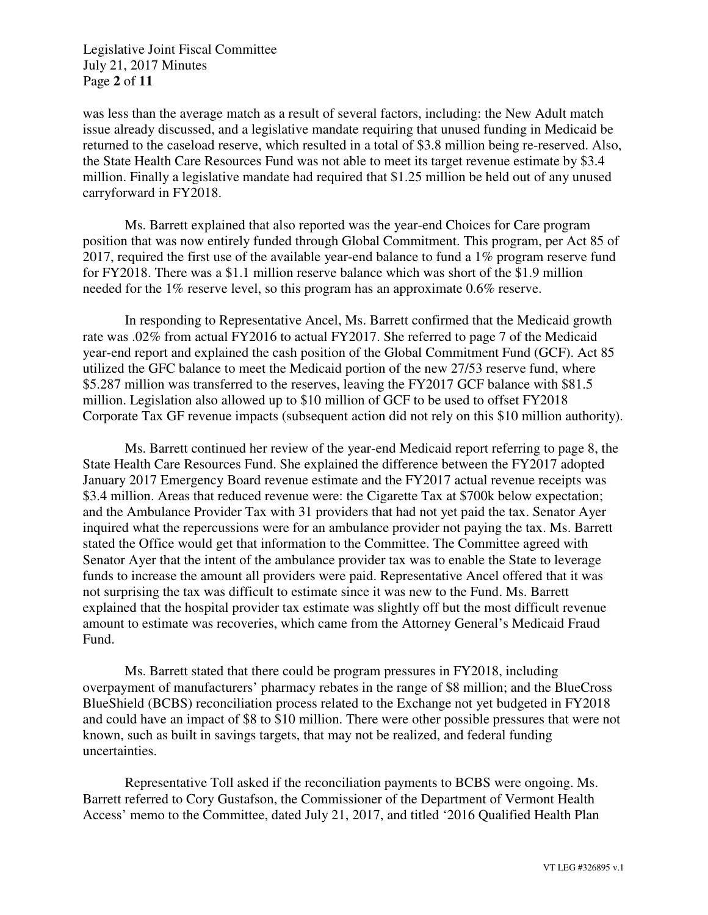was less than the average match as a result of several factors, including: the New Adult match issue already discussed, and a legislative mandate requiring that unused funding in Medicaid be returned to the caseload reserve, which resulted in a total of $3.8 million being re-reserved. Also, the State Health Care Resources Fund was not able to meet its target revenue estimate by $3.4 million. Finally a legislative mandate had required that $1.25 million be held out of any unused carryforward in FY2018.

Ms. Barrett explained that also reported was the year-end Choices for Care program position that was now entirely funded through Global Commitment. This program, per Act 85 of 2017, required the first use of the available year-end balance to fund a 1% program reserve fund for FY2018. There was a $1.1 million reserve balance which was short of the $1.9 million needed for the 1% reserve level, so this program has an approximate 0.6% reserve.

In responding to Representative Ancel, Ms. Barrett confirmed that the Medicaid growth rate was .02% from actual FY2016 to actual FY2017. She referred to page 7 of the Medicaid year-end report and explained the cash position of the Global Commitment Fund (GCF). Act 85 utilized the GFC balance to meet the Medicaid portion of the new 27/53 reserve fund, where $5.287 million was transferred to the reserves, leaving the FY2017 GCF balance with $81.5 million. Legislation also allowed up to $10 million of GCF to be used to offset FY2018 Corporate Tax GF revenue impacts (subsequent action did not rely on this $10 million authority).

Ms. Barrett continued her review of the year-end Medicaid report referring to page 8, the State Health Care Resources Fund. She explained the difference between the FY2017 adopted January 2017 Emergency Board revenue estimate and the FY2017 actual revenue receipts was $3.4 million. Areas that reduced revenue were: the Cigarette Tax at $700k below expectation; and the Ambulance Provider Tax with 31 providers that had not yet paid the tax. Senator Ayer inquired what the repercussions were for an ambulance provider not paying the tax. Ms. Barrett stated the Office would get that information to the Committee. The Committee agreed with Senator Ayer that the intent of the ambulance provider tax was to enable the State to leverage funds to increase the amount all providers were paid. Representative Ancel offered that it was not surprising the tax was difficult to estimate since it was new to the Fund. Ms. Barrett explained that the hospital provider tax estimate was slightly off but the most difficult revenue amount to estimate was recoveries, which came from the Attorney General's Medicaid Fraud Fund.

Ms. Barrett stated that there could be program pressures in FY2018, including overpayment of manufacturers' pharmacy rebates in the range of $8 million; and the BlueCross BlueShield (BCBS) reconciliation process related to the Exchange not yet budgeted in FY2018 and could have an impact of $8 to $10 million. There were other possible pressures that were not known, such as built in savings targets, that may not be realized, and federal funding uncertainties.

Representative Toll asked if the reconciliation payments to BCBS were ongoing. Ms. Barrett referred to Cory Gustafson, the Commissioner of the Department of Vermont Health Access' memo to the Committee, dated July 21, 2017, and titled '2016 Qualified Health Plan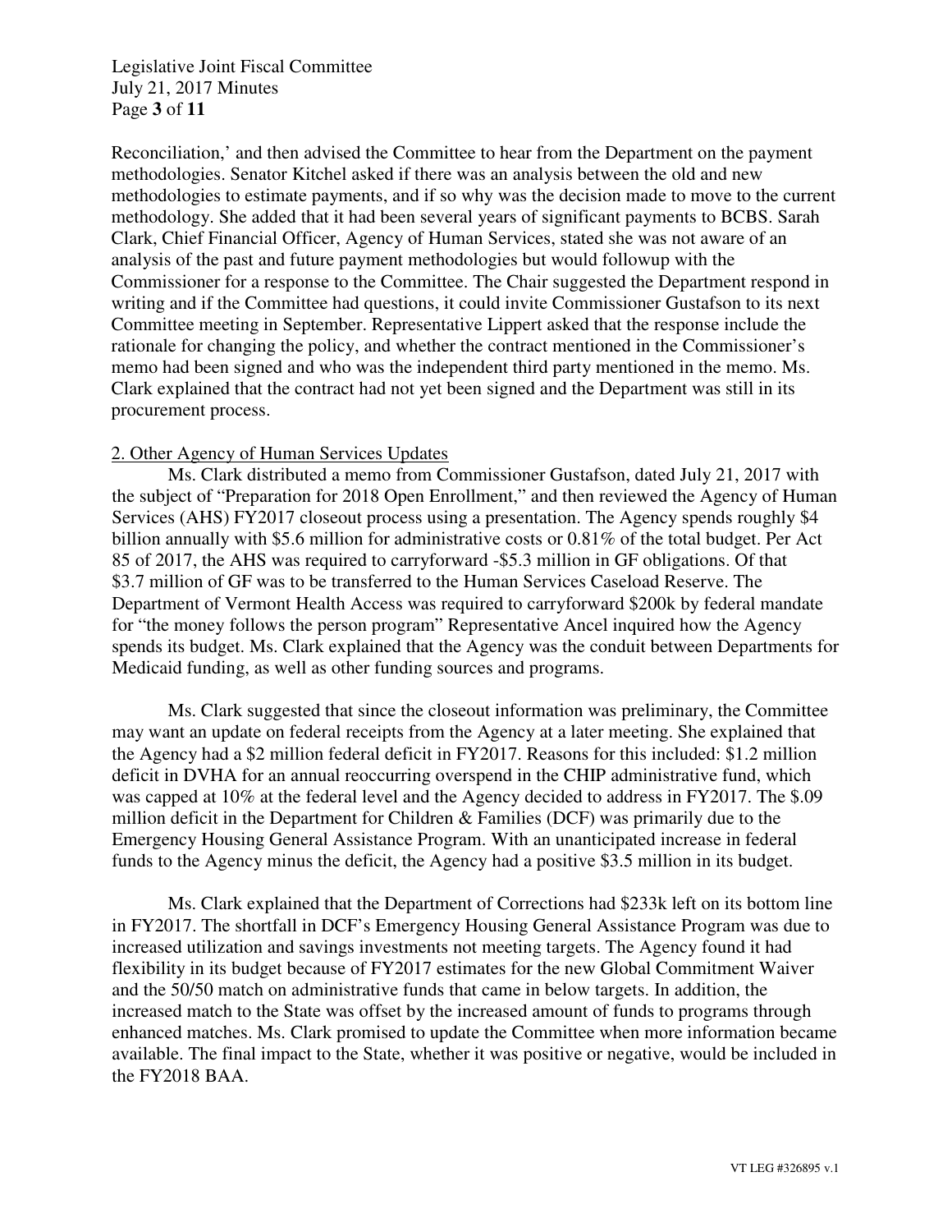Reconciliation,' and then advised the Committee to hear from the Department on the payment methodologies. Senator Kitchel asked if there was an analysis between the old and new methodologies to estimate payments, and if so why was the decision made to move to the current methodology. She added that it had been several years of significant payments to BCBS. Sarah Clark, Chief Financial Officer, Agency of Human Services, stated she was not aware of an analysis of the past and future payment methodologies but would followup with the Commissioner for a response to the Committee. The Chair suggested the Department respond in writing and if the Committee had questions, it could invite Commissioner Gustafson to its next Committee meeting in September. Representative Lippert asked that the response include the rationale for changing the policy, and whether the contract mentioned in the Commissioner's memo had been signed and who was the independent third party mentioned in the memo. Ms. Clark explained that the contract had not yet been signed and the Department was still in its procurement process.

2. Other Agency of Human Services Updates

Ms. Clark distributed a memo from Commissioner Gustafson, dated July 21, 2017 with the subject of "Preparation for 2018 Open Enrollment," and then reviewed the Agency of Human Services (AHS) FY2017 closeout process using a presentation. The Agency spends roughly $4 billion annually with $5.6 million for administrative costs or 0.81% of the total budget. Per Act 85 of 2017, the AHS was required to carryforward -$5.3 million in GF obligations. Of that $3.7 million of GF was to be transferred to the Human Services Caseload Reserve. The Department of Vermont Health Access was required to carryforward $200k by federal mandate for "the money follows the person program" Representative Ancel inquired how the Agency spends its budget. Ms. Clark explained that the Agency was the conduit between Departments for Medicaid funding, as well as other funding sources and programs.

Ms. Clark suggested that since the closeout information was preliminary, the Committee may want an update on federal receipts from the Agency at a later meeting. She explained that the Agency had a $2 million federal deficit in FY2017. Reasons for this included: $1.2 million deficit in DVHA for an annual reoccurring overspend in the CHIP administrative fund, which was capped at 10% at the federal level and the Agency decided to address in FY2017. The $.09 million deficit in the Department for Children & Families (DCF) was primarily due to the Emergency Housing General Assistance Program. With an unanticipated increase in federal funds to the Agency minus the deficit, the Agency had a positive $3.5 million in its budget.

Ms. Clark explained that the Department of Corrections had $233k left on its bottom line in FY2017. The shortfall in DCF's Emergency Housing General Assistance Program was due to increased utilization and savings investments not meeting targets. The Agency found it had flexibility in its budget because of FY2017 estimates for the new Global Commitment Waiver and the 50/50 match on administrative funds that came in below targets. In addition, the increased match to the State was offset by the increased amount of funds to programs through enhanced matches. Ms. Clark promised to update the Committee when more information became available. The final impact to the State, whether it was positive or negative, would be included in the FY2018 BAA.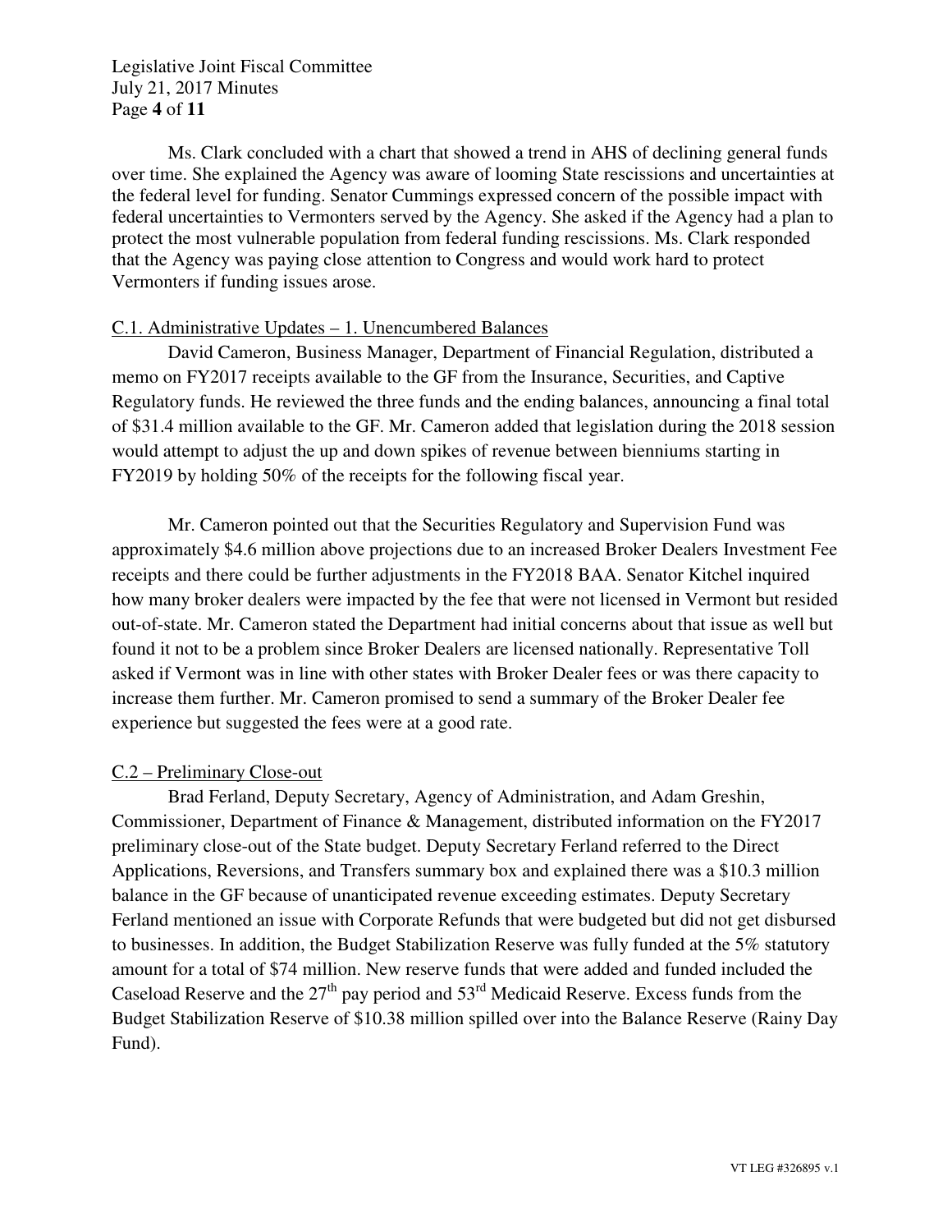Ms. Clark concluded with a chart that showed a trend in AHS of declining general funds over time. She explained the Agency was aware of looming State rescissions and uncertainties at the federal level for funding. Senator Cummings expressed concern of the possible impact with federal uncertainties to Vermonters served by the Agency. She asked if the Agency had a plan to protect the most vulnerable population from federal funding rescissions. Ms. Clark responded that the Agency was paying close attention to Congress and would work hard to protect Vermonters if funding issues arose.

C.1. Administrative Updates – 1. Unencumbered Balances

David Cameron, Business Manager, Department of Financial Regulation, distributed a memo on FY2017 receipts available to the GF from the Insurance, Securities, and Captive Regulatory funds. He reviewed the three funds and the ending balances, announcing a final total of $31.4 million available to the GF. Mr. Cameron added that legislation during the 2018 session would attempt to adjust the up and down spikes of revenue between bienniums starting in FY2019 by holding 50% of the receipts for the following fiscal year.

Mr. Cameron pointed out that the Securities Regulatory and Supervision Fund was approximately $4.6 million above projections due to an increased Broker Dealers Investment Fee receipts and there could be further adjustments in the FY2018 BAA. Senator Kitchel inquired how many broker dealers were impacted by the fee that were not licensed in Vermont but resided out-of-state. Mr. Cameron stated the Department had initial concerns about that issue as well but found it not to be a problem since Broker Dealers are licensed nationally. Representative Toll asked if Vermont was in line with other states with Broker Dealer fees or was there capacity to increase them further. Mr. Cameron promised to send a summary of the Broker Dealer fee experience but suggested the fees were at a good rate.

C.2 – Preliminary Close-out

Brad Ferland, Deputy Secretary, Agency of Administration, and Adam Greshin, Commissioner, Department of Finance & Management, distributed information on the FY2017 preliminary close-out of the State budget. Deputy Secretary Ferland referred to the Direct Applications, Reversions, and Transfers summary box and explained there was a $10.3 million balance in the GF because of unanticipated revenue exceeding estimates. Deputy Secretary Ferland mentioned an issue with Corporate Refunds that were budgeted but did not get disbursed to businesses. In addition, the Budget Stabilization Reserve was fully funded at the 5% statutory amount for a total of $74 million. New reserve funds that were added and funded included the Caseload Reserve and the 27th pay period and 53rd Medicaid Reserve. Excess funds from the Budget Stabilization Reserve of $10.38 million spilled over into the Balance Reserve (Rainy Day Fund).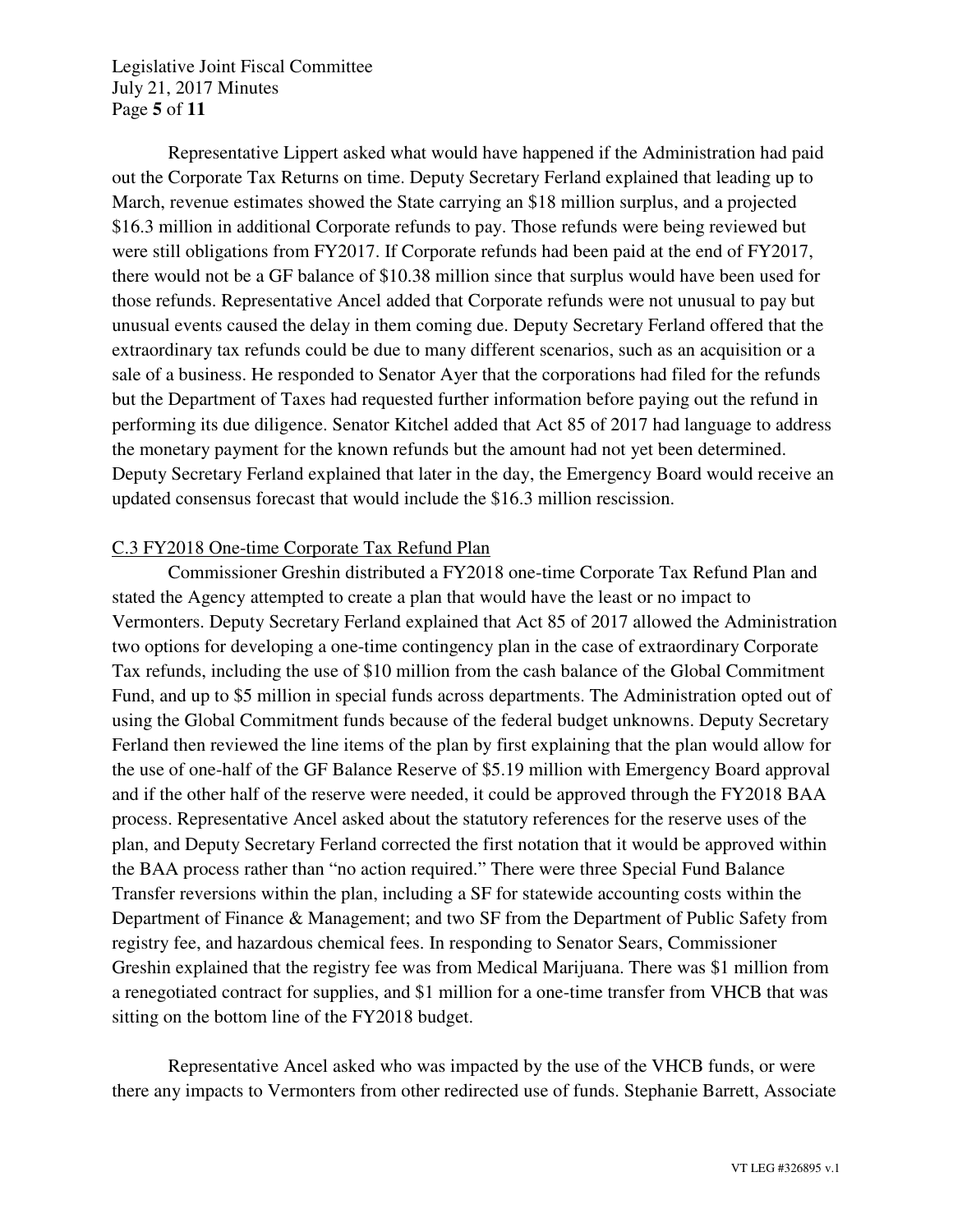Representative Lippert asked what would have happened if the Administration had paid out the Corporate Tax Returns on time. Deputy Secretary Ferland explained that leading up to March, revenue estimates showed the State carrying an $18 million surplus, and a projected $16.3 million in additional Corporate refunds to pay. Those refunds were being reviewed but were still obligations from FY2017. If Corporate refunds had been paid at the end of FY2017, there would not be a GF balance of $10.38 million since that surplus would have been used for those refunds. Representative Ancel added that Corporate refunds were not unusual to pay but unusual events caused the delay in them coming due. Deputy Secretary Ferland offered that the extraordinary tax refunds could be due to many different scenarios, such as an acquisition or a sale of a business. He responded to Senator Ayer that the corporations had filed for the refunds but the Department of Taxes had requested further information before paying out the refund in performing its due diligence. Senator Kitchel added that Act 85 of 2017 had language to address the monetary payment for the known refunds but the amount had not yet been determined. Deputy Secretary Ferland explained that later in the day, the Emergency Board would receive an updated consensus forecast that would include the $16.3 million rescission.

C.3 FY2018 One-time Corporate Tax Refund Plan

Commissioner Greshin distributed a FY2018 one-time Corporate Tax Refund Plan and stated the Agency attempted to create a plan that would have the least or no impact to Vermonters. Deputy Secretary Ferland explained that Act 85 of 2017 allowed the Administration two options for developing a one-time contingency plan in the case of extraordinary Corporate Tax refunds, including the use of $10 million from the cash balance of the Global Commitment Fund, and up to $5 million in special funds across departments. The Administration opted out of using the Global Commitment funds because of the federal budget unknowns. Deputy Secretary Ferland then reviewed the line items of the plan by first explaining that the plan would allow for the use of one-half of the GF Balance Reserve of $5.19 million with Emergency Board approval and if the other half of the reserve were needed, it could be approved through the FY2018 BAA process. Representative Ancel asked about the statutory references for the reserve uses of the plan, and Deputy Secretary Ferland corrected the first notation that it would be approved within the BAA process rather than "no action required." There were three Special Fund Balance Transfer reversions within the plan, including a SF for statewide accounting costs within the Department of Finance & Management; and two SF from the Department of Public Safety from registry fee, and hazardous chemical fees. In responding to Senator Sears, Commissioner Greshin explained that the registry fee was from Medical Marijuana. There was $1 million from a renegotiated contract for supplies, and $1 million for a one-time transfer from VHCB that was sitting on the bottom line of the FY2018 budget.

Representative Ancel asked who was impacted by the use of the VHCB funds, or were there any impacts to Vermonters from other redirected use of funds. Stephanie Barrett, Associate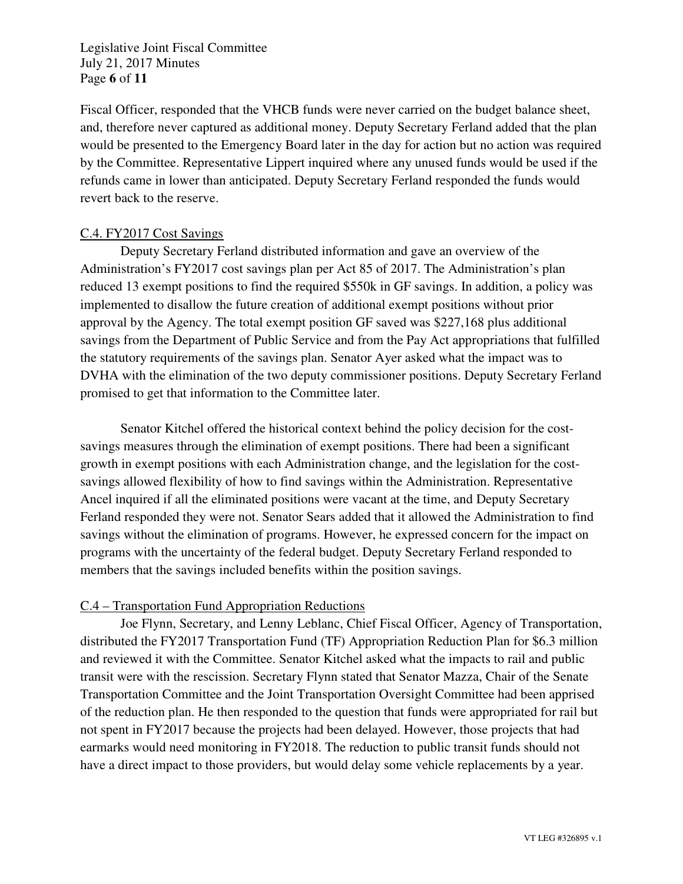Fiscal Officer, responded that the VHCB funds were never carried on the budget balance sheet, and, therefore never captured as additional money. Deputy Secretary Ferland added that the plan would be presented to the Emergency Board later in the day for action but no action was required by the Committee. Representative Lippert inquired where any unused funds would be used if the refunds came in lower than anticipated. Deputy Secretary Ferland responded the funds would revert back to the reserve.

C.4. FY2017 Cost Savings

Deputy Secretary Ferland distributed information and gave an overview of the Administration's FY2017 cost savings plan per Act 85 of 2017. The Administration's plan reduced 13 exempt positions to find the required $550k in GF savings. In addition, a policy was implemented to disallow the future creation of additional exempt positions without prior approval by the Agency. The total exempt position GF saved was $227,168 plus additional savings from the Department of Public Service and from the Pay Act appropriations that fulfilled the statutory requirements of the savings plan. Senator Ayer asked what the impact was to DVHA with the elimination of the two deputy commissioner positions. Deputy Secretary Ferland promised to get that information to the Committee later.

Senator Kitchel offered the historical context behind the policy decision for the cost-savings measures through the elimination of exempt positions. There had been a significant growth in exempt positions with each Administration change, and the legislation for the cost-savings allowed flexibility of how to find savings within the Administration. Representative Ancel inquired if all the eliminated positions were vacant at the time, and Deputy Secretary Ferland responded they were not. Senator Sears added that it allowed the Administration to find savings without the elimination of programs. However, he expressed concern for the impact on programs with the uncertainty of the federal budget. Deputy Secretary Ferland responded to members that the savings included benefits within the position savings.

C.4 – Transportation Fund Appropriation Reductions

Joe Flynn, Secretary, and Lenny Leblanc, Chief Fiscal Officer, Agency of Transportation, distributed the FY2017 Transportation Fund (TF) Appropriation Reduction Plan for $6.3 million and reviewed it with the Committee. Senator Kitchel asked what the impacts to rail and public transit were with the rescission. Secretary Flynn stated that Senator Mazza, Chair of the Senate Transportation Committee and the Joint Transportation Oversight Committee had been apprised of the reduction plan. He then responded to the question that funds were appropriated for rail but not spent in FY2017 because the projects had been delayed. However, those projects that had earmarks would need monitoring in FY2018. The reduction to public transit funds should not have a direct impact to those providers, but would delay some vehicle replacements by a year.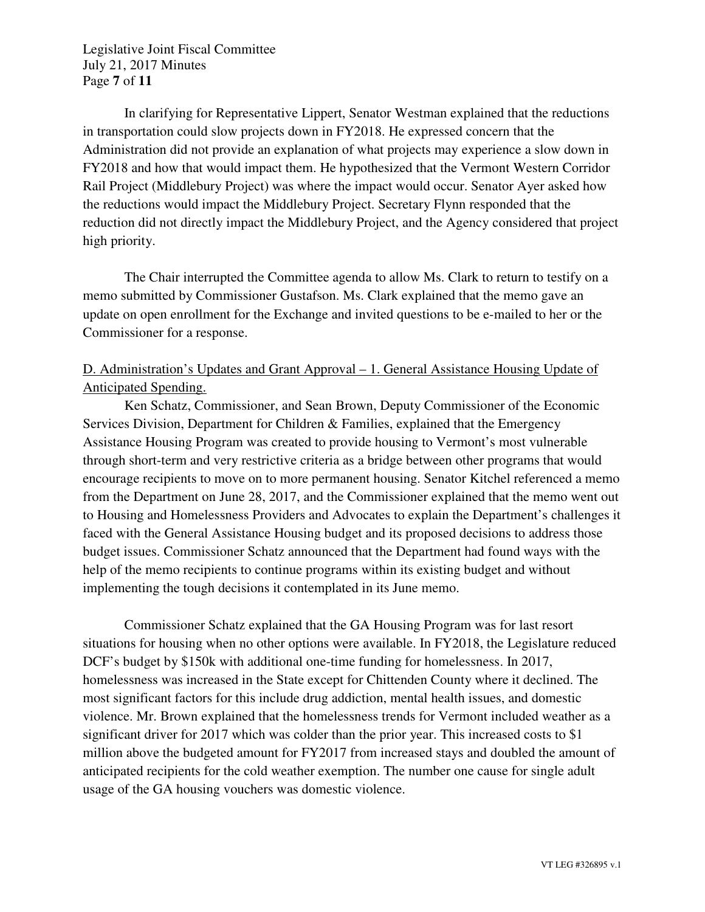In clarifying for Representative Lippert, Senator Westman explained that the reductions in transportation could slow projects down in FY2018. He expressed concern that the Administration did not provide an explanation of what projects may experience a slow down in FY2018 and how that would impact them. He hypothesized that the Vermont Western Corridor Rail Project (Middlebury Project) was where the impact would occur. Senator Ayer asked how the reductions would impact the Middlebury Project. Secretary Flynn responded that the reduction did not directly impact the Middlebury Project, and the Agency considered that project high priority.

The Chair interrupted the Committee agenda to allow Ms. Clark to return to testify on a memo submitted by Commissioner Gustafson. Ms. Clark explained that the memo gave an update on open enrollment for the Exchange and invited questions to be e-mailed to her or the Commissioner for a response.

<u>D. Administration's Updates and Grant Approval – 1. General Assistance Housing Update of Anticipated Spending.</u>

Ken Schatz, Commissioner, and Sean Brown, Deputy Commissioner of the Economic Services Division, Department for Children & Families, explained that the Emergency Assistance Housing Program was created to provide housing to Vermont's most vulnerable through short-term and very restrictive criteria as a bridge between other programs that would encourage recipients to move on to more permanent housing. Senator Kitchel referenced a memo from the Department on June 28, 2017, and the Commissioner explained that the memo went out to Housing and Homelessness Providers and Advocates to explain the Department's challenges it faced with the General Assistance Housing budget and its proposed decisions to address those budget issues. Commissioner Schatz announced that the Department had found ways with the help of the memo recipients to continue programs within its existing budget and without implementing the tough decisions it contemplated in its June memo.

Commissioner Schatz explained that the GA Housing Program was for last resort situations for housing when no other options were available. In FY2018, the Legislature reduced DCF's budget by $150k with additional one-time funding for homelessness. In 2017, homelessness was increased in the State except for Chittenden County where it declined. The most significant factors for this include drug addiction, mental health issues, and domestic violence. Mr. Brown explained that the homelessness trends for Vermont included weather as a significant driver for 2017 which was colder than the prior year. This increased costs to $1 million above the budgeted amount for FY2017 from increased stays and doubled the amount of anticipated recipients for the cold weather exemption. The number one cause for single adult usage of the GA housing vouchers was domestic violence.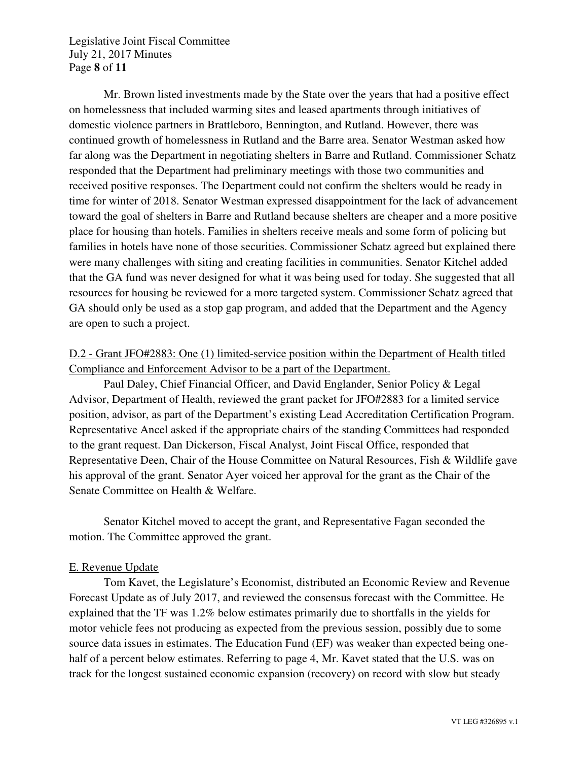Mr. Brown listed investments made by the State over the years that had a positive effect on homelessness that included warming sites and leased apartments through initiatives of domestic violence partners in Brattleboro, Bennington, and Rutland. However, there was continued growth of homelessness in Rutland and the Barre area. Senator Westman asked how far along was the Department in negotiating shelters in Barre and Rutland. Commissioner Schatz responded that the Department had preliminary meetings with those two communities and received positive responses. The Department could not confirm the shelters would be ready in time for winter of 2018. Senator Westman expressed disappointment for the lack of advancement toward the goal of shelters in Barre and Rutland because shelters are cheaper and a more positive place for housing than hotels. Families in shelters receive meals and some form of policing but families in hotels have none of those securities. Commissioner Schatz agreed but explained there were many challenges with siting and creating facilities in communities. Senator Kitchel added that the GA fund was never designed for what it was being used for today. She suggested that all resources for housing be reviewed for a more targeted system. Commissioner Schatz agreed that GA should only be used as a stop gap program, and added that the Department and the Agency are open to such a project.

D.2 - Grant JFO#2883: One (1) limited-service position within the Department of Health titled Compliance and Enforcement Advisor to be a part of the Department.

Paul Daley, Chief Financial Officer, and David Englander, Senior Policy & Legal Advisor, Department of Health, reviewed the grant packet for JFO#2883 for a limited service position, advisor, as part of the Department's existing Lead Accreditation Certification Program. Representative Ancel asked if the appropriate chairs of the standing Committees had responded to the grant request. Dan Dickerson, Fiscal Analyst, Joint Fiscal Office, responded that Representative Deen, Chair of the House Committee on Natural Resources, Fish & Wildlife gave his approval of the grant. Senator Ayer voiced her approval for the grant as the Chair of the Senate Committee on Health & Welfare.

Senator Kitchel moved to accept the grant, and Representative Fagan seconded the motion. The Committee approved the grant.

E. Revenue Update

Tom Kavet, the Legislature's Economist, distributed an Economic Review and Revenue Forecast Update as of July 2017, and reviewed the consensus forecast with the Committee. He explained that the TF was 1.2% below estimates primarily due to shortfalls in the yields for motor vehicle fees not producing as expected from the previous session, possibly due to some source data issues in estimates. The Education Fund (EF) was weaker than expected being one-half of a percent below estimates. Referring to page 4, Mr. Kavet stated that the U.S. was on track for the longest sustained economic expansion (recovery) on record with slow but steady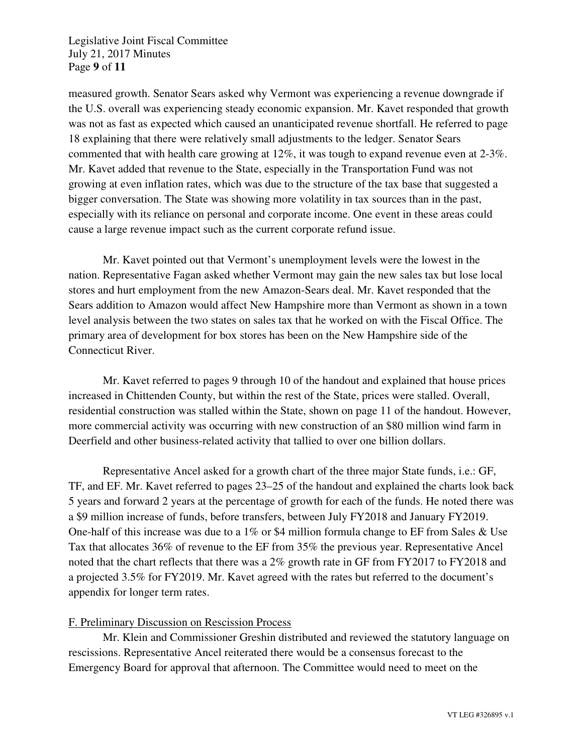measured growth. Senator Sears asked why Vermont was experiencing a revenue downgrade if the U.S. overall was experiencing steady economic expansion. Mr. Kavet responded that growth was not as fast as expected which caused an unanticipated revenue shortfall. He referred to page 18 explaining that there were relatively small adjustments to the ledger. Senator Sears commented that with health care growing at 12%, it was tough to expand revenue even at 2-3%. Mr. Kavet added that revenue to the State, especially in the Transportation Fund was not growing at even inflation rates, which was due to the structure of the tax base that suggested a bigger conversation. The State was showing more volatility in tax sources than in the past, especially with its reliance on personal and corporate income. One event in these areas could cause a large revenue impact such as the current corporate refund issue.

Mr. Kavet pointed out that Vermont's unemployment levels were the lowest in the nation. Representative Fagan asked whether Vermont may gain the new sales tax but lose local stores and hurt employment from the new Amazon-Sears deal. Mr. Kavet responded that the Sears addition to Amazon would affect New Hampshire more than Vermont as shown in a town level analysis between the two states on sales tax that he worked on with the Fiscal Office. The primary area of development for box stores has been on the New Hampshire side of the Connecticut River.

Mr. Kavet referred to pages 9 through 10 of the handout and explained that house prices increased in Chittenden County, but within the rest of the State, prices were stalled. Overall, residential construction was stalled within the State, shown on page 11 of the handout. However, more commercial activity was occurring with new construction of an $80 million wind farm in Deerfield and other business-related activity that tallied to over one billion dollars.

Representative Ancel asked for a growth chart of the three major State funds, i.e.: GF, TF, and EF. Mr. Kavet referred to pages 23–25 of the handout and explained the charts look back 5 years and forward 2 years at the percentage of growth for each of the funds. He noted there was a $9 million increase of funds, before transfers, between July FY2018 and January FY2019. One-half of this increase was due to a 1% or $4 million formula change to EF from Sales & Use Tax that allocates 36% of revenue to the EF from 35% the previous year. Representative Ancel noted that the chart reflects that there was a 2% growth rate in GF from FY2017 to FY2018 and a projected 3.5% for FY2019. Mr. Kavet agreed with the rates but referred to the document's appendix for longer term rates.

F. Preliminary Discussion on Rescission Process

Mr. Klein and Commissioner Greshin distributed and reviewed the statutory language on rescissions. Representative Ancel reiterated there would be a consensus forecast to the Emergency Board for approval that afternoon. The Committee would need to meet on the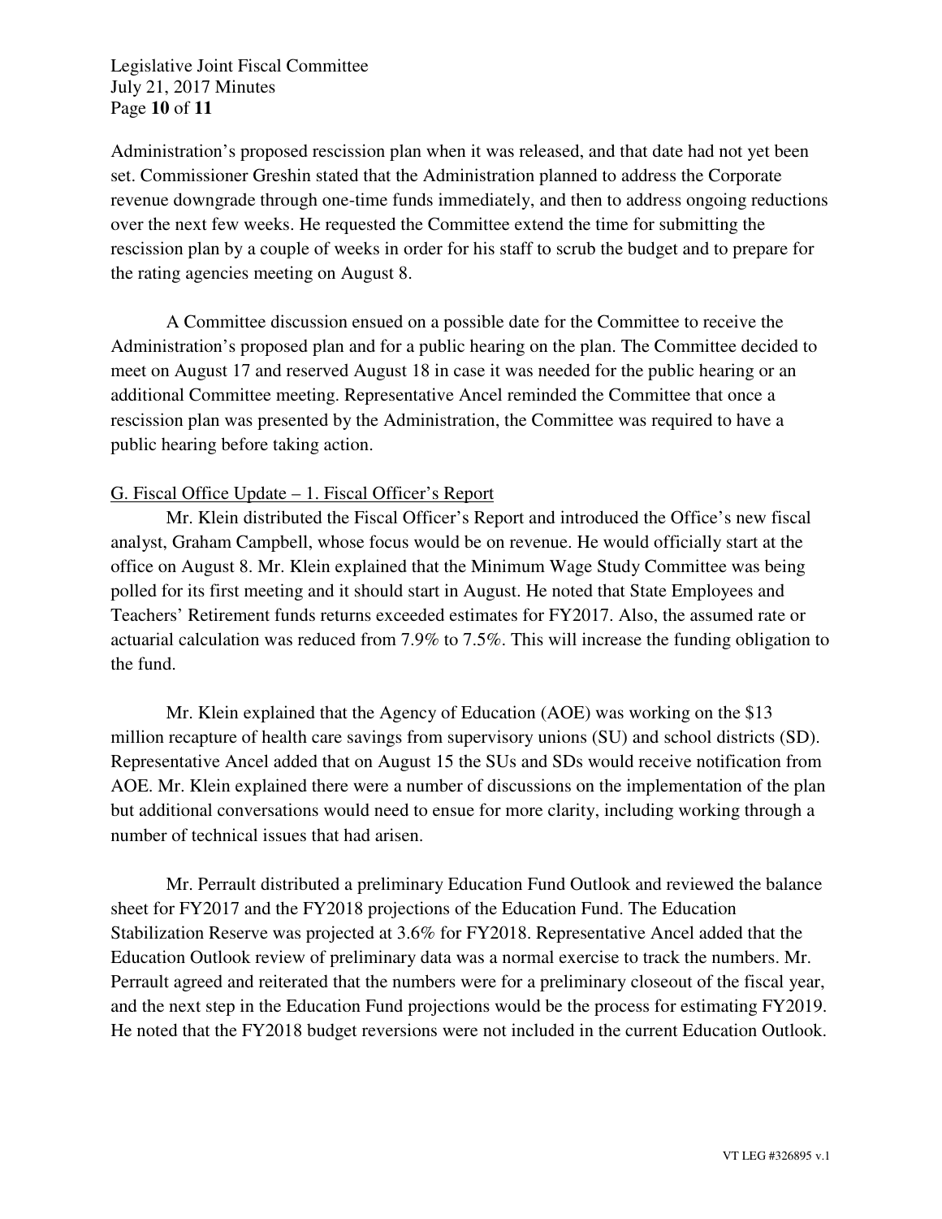Administration's proposed rescission plan when it was released, and that date had not yet been set. Commissioner Greshin stated that the Administration planned to address the Corporate revenue downgrade through one-time funds immediately, and then to address ongoing reductions over the next few weeks. He requested the Committee extend the time for submitting the rescission plan by a couple of weeks in order for his staff to scrub the budget and to prepare for the rating agencies meeting on August 8.

A Committee discussion ensued on a possible date for the Committee to receive the Administration's proposed plan and for a public hearing on the plan. The Committee decided to meet on August 17 and reserved August 18 in case it was needed for the public hearing or an additional Committee meeting. Representative Ancel reminded the Committee that once a rescission plan was presented by the Administration, the Committee was required to have a public hearing before taking action.

G. Fiscal Office Update – 1. Fiscal Officer's Report

Mr. Klein distributed the Fiscal Officer's Report and introduced the Office's new fiscal analyst, Graham Campbell, whose focus would be on revenue. He would officially start at the office on August 8. Mr. Klein explained that the Minimum Wage Study Committee was being polled for its first meeting and it should start in August. He noted that State Employees and Teachers' Retirement funds returns exceeded estimates for FY2017. Also, the assumed rate or actuarial calculation was reduced from 7.9% to 7.5%. This will increase the funding obligation to the fund.

Mr. Klein explained that the Agency of Education (AOE) was working on the $13 million recapture of health care savings from supervisory unions (SU) and school districts (SD). Representative Ancel added that on August 15 the SUs and SDs would receive notification from AOE. Mr. Klein explained there were a number of discussions on the implementation of the plan but additional conversations would need to ensue for more clarity, including working through a number of technical issues that had arisen.

Mr. Perrault distributed a preliminary Education Fund Outlook and reviewed the balance sheet for FY2017 and the FY2018 projections of the Education Fund. The Education Stabilization Reserve was projected at 3.6% for FY2018. Representative Ancel added that the Education Outlook review of preliminary data was a normal exercise to track the numbers. Mr. Perrault agreed and reiterated that the numbers were for a preliminary closeout of the fiscal year, and the next step in the Education Fund projections would be the process for estimating FY2019. He noted that the FY2018 budget reversions were not included in the current Education Outlook.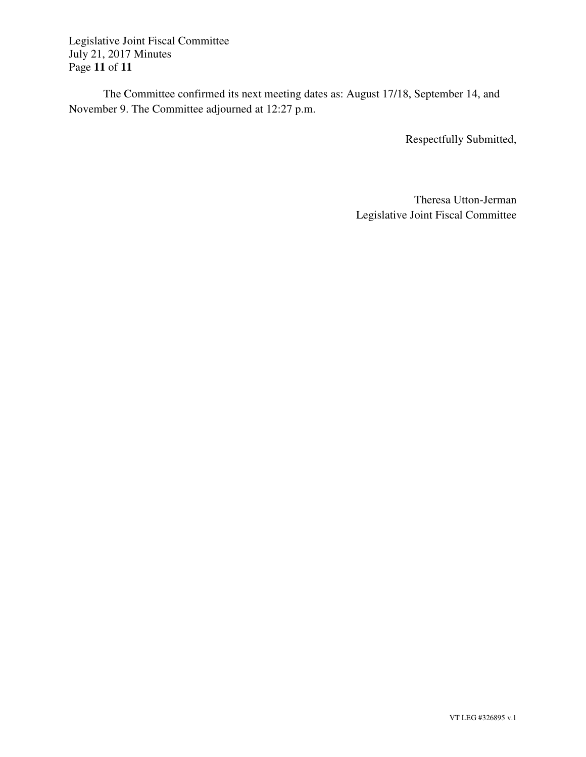The Committee confirmed its next meeting dates as: August 17/18, September 14, and November 9. The Committee adjourned at 12:27 p.m.

Respectfully Submitted,

Theresa Utton-Jerman
Legislative Joint Fiscal Committee

VT LEG #326895 v.1